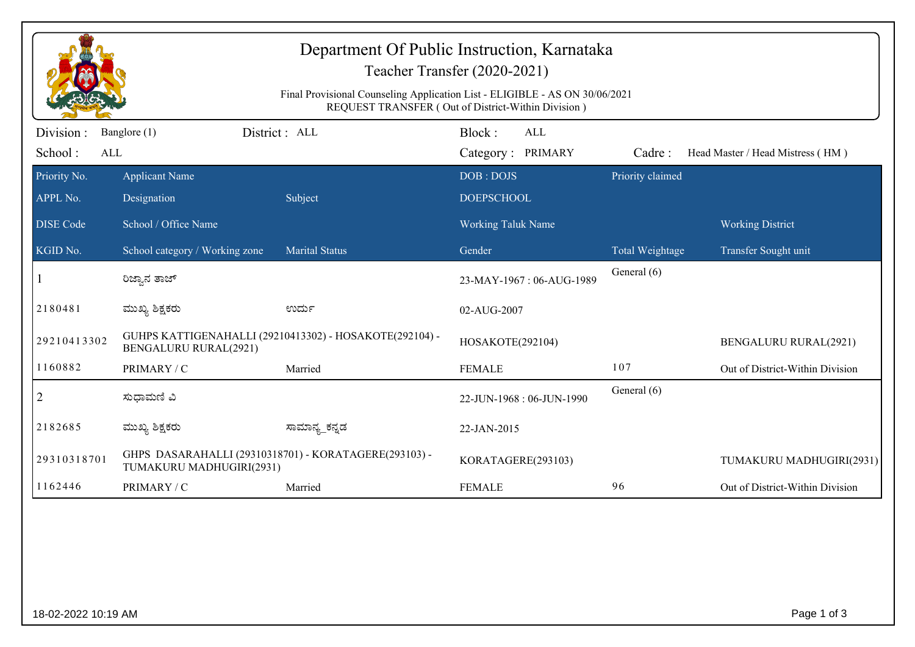# Department Of Public Instruction, Karnataka

## Teacher Transfer (2020-2021)

Final Provisional Counseling Application List - ELIGIBLE - AS ON 30/06/2021
REQUEST TRANSFER ( Out of District-Within Division )

| Division : | Banglore (1) | District : ALL | Block : ALL | | |
|---|---|---|---|---|---|
| School : | ALL | | Category : PRIMARY | Cadre : | Head Master / Head Mistress ( HM ) |

| Priority No. | Applicant Name | | DOB : DOJS | Priority claimed | |
|---|---|---|---|---|---|
| APPL No. | Designation | Subject | DOEPSCHOOL | | |
| DISE Code | School / Office Name | | Working Taluk Name | | Working District |
| KGID No. | School category / Working zone | Marital Status | Gender | Total Weightage | Transfer Sought unit |
| 1 | ರಿಜ್ವಾನ ತಾಜ್ | | 23-MAY-1967 : 06-AUG-1989 | General (6) | |
| 2180481 | ಮುಖ್ಯ ಶಿಕ್ಷಕರು | ಉರ್ದು | 02-AUG-2007 | | |
| 29210413302 | GUHPS KATTIGENAHALLI (29210413302) - HOSAKOTE(292104) - BENGALURU RURAL(2921) | | HOSAKOTE(292104) | | BENGALURU RURAL(2921) |
| 1160882 | PRIMARY / C | Married | FEMALE | 107 | Out of District-Within Division |
| 2 | ಸುಧಾಮಣಿ ವಿ | | 22-JUN-1968 : 06-JUN-1990 | General (6) | |
| 2182685 | ಮುಖ್ಯ ಶಿಕ್ಷಕರು | ಸಾಮಾನ್ಯ_ಕನ್ನಡ | 22-JAN-2015 | | |
| 29310318701 | GHPS DASARAHALLI (29310318701) - KORATAGERE(293103) - TUMAKURU MADHUGIRI(2931) | | KORATAGERE(293103) | | TUMAKURU MADHUGIRI(2931) |
| 1162446 | PRIMARY / C | Married | FEMALE | 96 | Out of District-Within Division |

18-02-2022 10:19 AM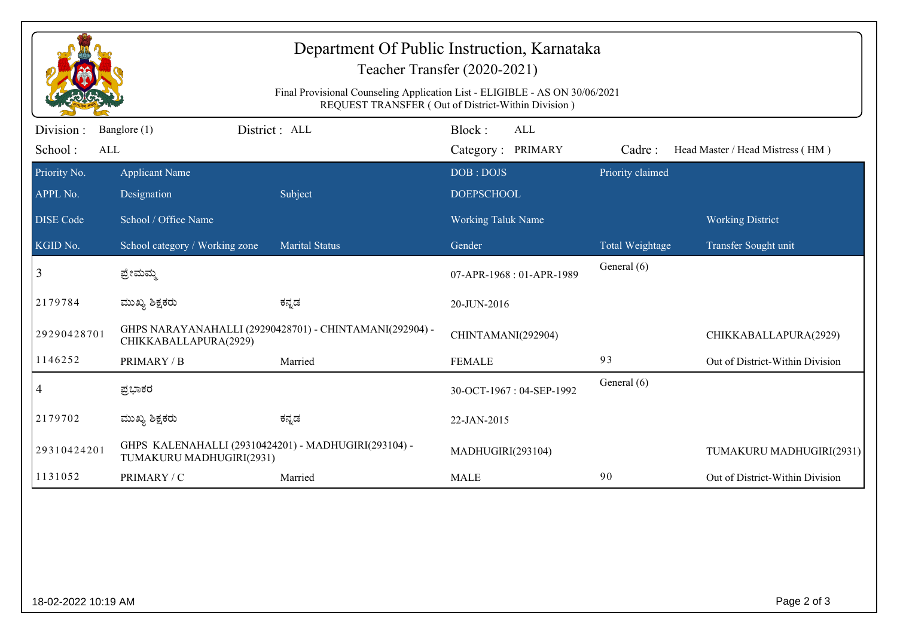# Department Of Public Instruction, Karnataka

## Teacher Transfer (2020-2021)

Final Provisional Counseling Application List - ELIGIBLE - AS ON 30/06/2021

REQUEST TRANSFER ( Out of District-Within Division )

Division : Banglore (1) District : ALL Block : ALL

School : ALL Category : PRIMARY Cadre : Head Master / Head Mistress ( HM )

| Priority No. / APPL No. / DISE Code / KGID No. | Applicant Name / Designation / School / Office Name / School category / Working zone | Subject / Marital Status | DOB : DOJS / DOEPSCHOOL / Working Taluk Name / Gender | Priority claimed / Total Weightage | Working District / Transfer Sought unit |
|---|---|---|---|---|---|
| 3 | ಪ್ರೇಮಮ್ಮ | | 07-APR-1968 : 01-APR-1989 | General (6) | |
| 2179784 | ಮುಖ್ಯ ಶಿಕ್ಷಕರು | ಕನ್ನಡ | 20-JUN-2016 | | |
| 29290428701 | GHPS NARAYANAHALLI (29290428701) - CHINTAMANI(292904) - CHIKKABALLAPURA(2929) | | CHINTAMANI(292904) | | CHIKKABALLAPURA(2929) |
| 1146252 | PRIMARY / B | Married | FEMALE | 93 | Out of District-Within Division |
| 4 | ಪ್ರಭಾಕರ | | 30-OCT-1967 : 04-SEP-1992 | General (6) | |
| 2179702 | ಮುಖ್ಯ ಶಿಕ್ಷಕರು | ಕನ್ನಡ | 22-JAN-2015 | | |
| 29310424201 | GHPS KALENAHALLI (29310424201) - MADHUGIRI(293104) - TUMAKURU MADHUGIRI(2931) | | MADHUGIRI(293104) | | TUMAKURU MADHUGIRI(2931) |
| 1131052 | PRIMARY / C | Married | MALE | 90 | Out of District-Within Division |

18-02-2022 10:19 AM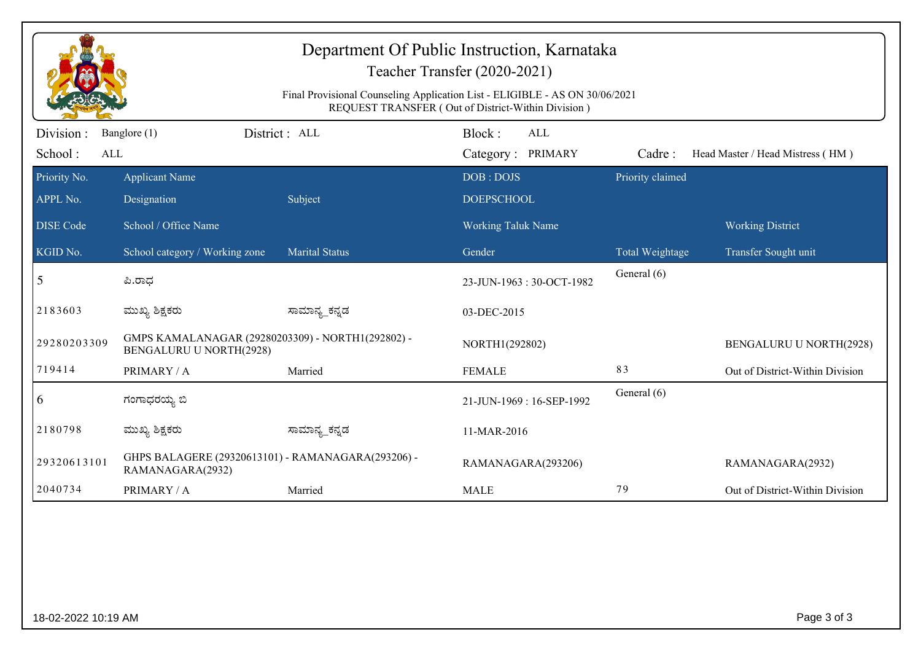# Department Of Public Instruction, Karnataka

Teacher Transfer (2020-2021)

Final Provisional Counseling Application List - ELIGIBLE - AS ON 30/06/2021

REQUEST TRANSFER ( Out of District-Within Division )

Division : Banglore (1) District : ALL Block : ALL

School : ALL Category : PRIMARY Cadre : Head Master / Head Mistress ( HM )

| Priority No. / APPL No. / DISE Code / KGID No. | Applicant Name / Designation / School / Office Name / School category / Working zone | Subject / Marital Status | DOB : DOJS / DOEPSCHOOL / Working Taluk Name / Gender | Priority claimed / Total Weightage | Working District / Transfer Sought unit |
|---|---|---|---|---|---|
| 5 | ಪಿ.ರಾಧ | | 23-JUN-1963 : 30-OCT-1982 | General (6) | |
| 2183603 | ಮುಖ್ಯ ಶಿಕ್ಷಕರು | ಸಾಮಾನ್ಯ_ಕನ್ನಡ | 03-DEC-2015 | | |
| 29280203309 | GMPS KAMALANAGAR (29280203309) - NORTH1(292802) - BENGALURU U NORTH(2928) | | NORTH1(292802) | | BENGALURU U NORTH(2928) |
| 719414 | PRIMARY / A | Married | FEMALE | 83 | Out of District-Within Division |
| 6 | ಗಂಗಾಧರಯ್ಯ ಬಿ | | 21-JUN-1969 : 16-SEP-1992 | General (6) | |
| 2180798 | ಮುಖ್ಯ ಶಿಕ್ಷಕರು | ಸಾಮಾನ್ಯ_ಕನ್ನಡ | 11-MAR-2016 | | |
| 29320613101 | GHPS BALAGERE (29320613101) - RAMANAGARA(293206) - RAMANAGARA(2932) | | RAMANAGARA(293206) | | RAMANAGARA(2932) |
| 2040734 | PRIMARY / A | Married | MALE | 79 | Out of District-Within Division |

18-02-2022 10:19 AM